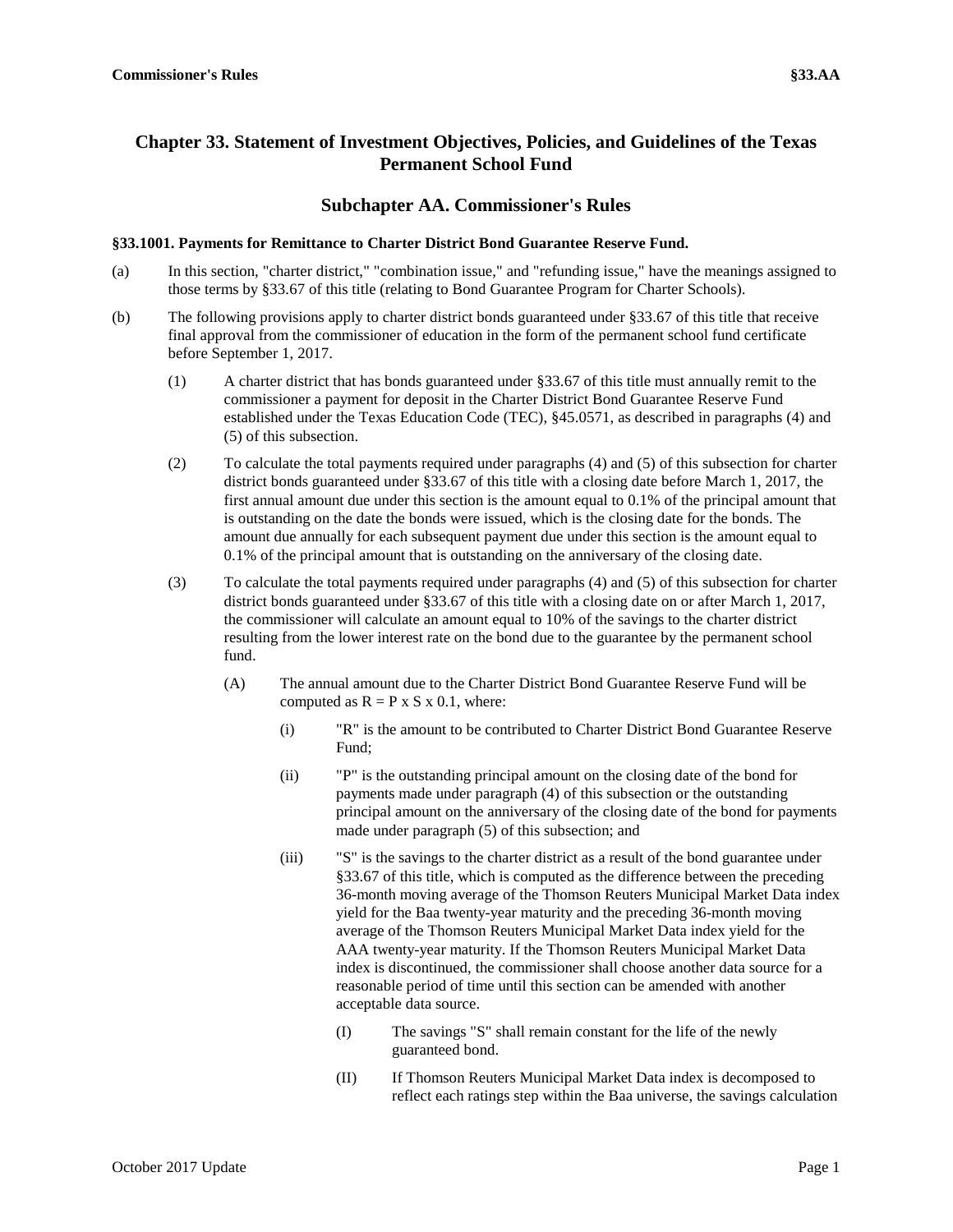# Chapter 33. Statement of Investment Objectives, Policies, and Guidelines of the Texas Permanent School Fund

## Subchapter AA. Commissioner's Rules

### §33.1001. Payments for Remittance to Charter District Bond Guarantee Reserve Fund.

(a) In this section, "charter district," "combination issue," and "refunding issue," have the meanings assigned to those terms by §33.67 of this title (relating to Bond Guarantee Program for Charter Schools).

(b) The following provisions apply to charter district bonds guaranteed under §33.67 of this title that receive final approval from the commissioner of education in the form of the permanent school fund certificate before September 1, 2017.

(1) A charter district that has bonds guaranteed under §33.67 of this title must annually remit to the commissioner a payment for deposit in the Charter District Bond Guarantee Reserve Fund established under the Texas Education Code (TEC), §45.0571, as described in paragraphs (4) and (5) of this subsection.

(2) To calculate the total payments required under paragraphs (4) and (5) of this subsection for charter district bonds guaranteed under §33.67 of this title with a closing date before March 1, 2017, the first annual amount due under this section is the amount equal to 0.1% of the principal amount that is outstanding on the date the bonds were issued, which is the closing date for the bonds. The amount due annually for each subsequent payment due under this section is the amount equal to 0.1% of the principal amount that is outstanding on the anniversary of the closing date.

(3) To calculate the total payments required under paragraphs (4) and (5) of this subsection for charter district bonds guaranteed under §33.67 of this title with a closing date on or after March 1, 2017, the commissioner will calculate an amount equal to 10% of the savings to the charter district resulting from the lower interest rate on the bond due to the guarantee by the permanent school fund.

(A) The annual amount due to the Charter District Bond Guarantee Reserve Fund will be computed as $R = P \times S \times 0.1$, where:

(i) "R" is the amount to be contributed to Charter District Bond Guarantee Reserve Fund;

(ii) "P" is the outstanding principal amount on the closing date of the bond for payments made under paragraph (4) of this subsection or the outstanding principal amount on the anniversary of the closing date of the bond for payments made under paragraph (5) of this subsection; and

(iii) "S" is the savings to the charter district as a result of the bond guarantee under §33.67 of this title, which is computed as the difference between the preceding 36-month moving average of the Thomson Reuters Municipal Market Data index yield for the Baa twenty-year maturity and the preceding 36-month moving average of the Thomson Reuters Municipal Market Data index yield for the AAA twenty-year maturity. If the Thomson Reuters Municipal Market Data index is discontinued, the commissioner shall choose another data source for a reasonable period of time until this section can be amended with another acceptable data source.

(I) The savings "S" shall remain constant for the life of the newly guaranteed bond.

(II) If Thomson Reuters Municipal Market Data index is decomposed to reflect each ratings step within the Baa universe, the savings calculation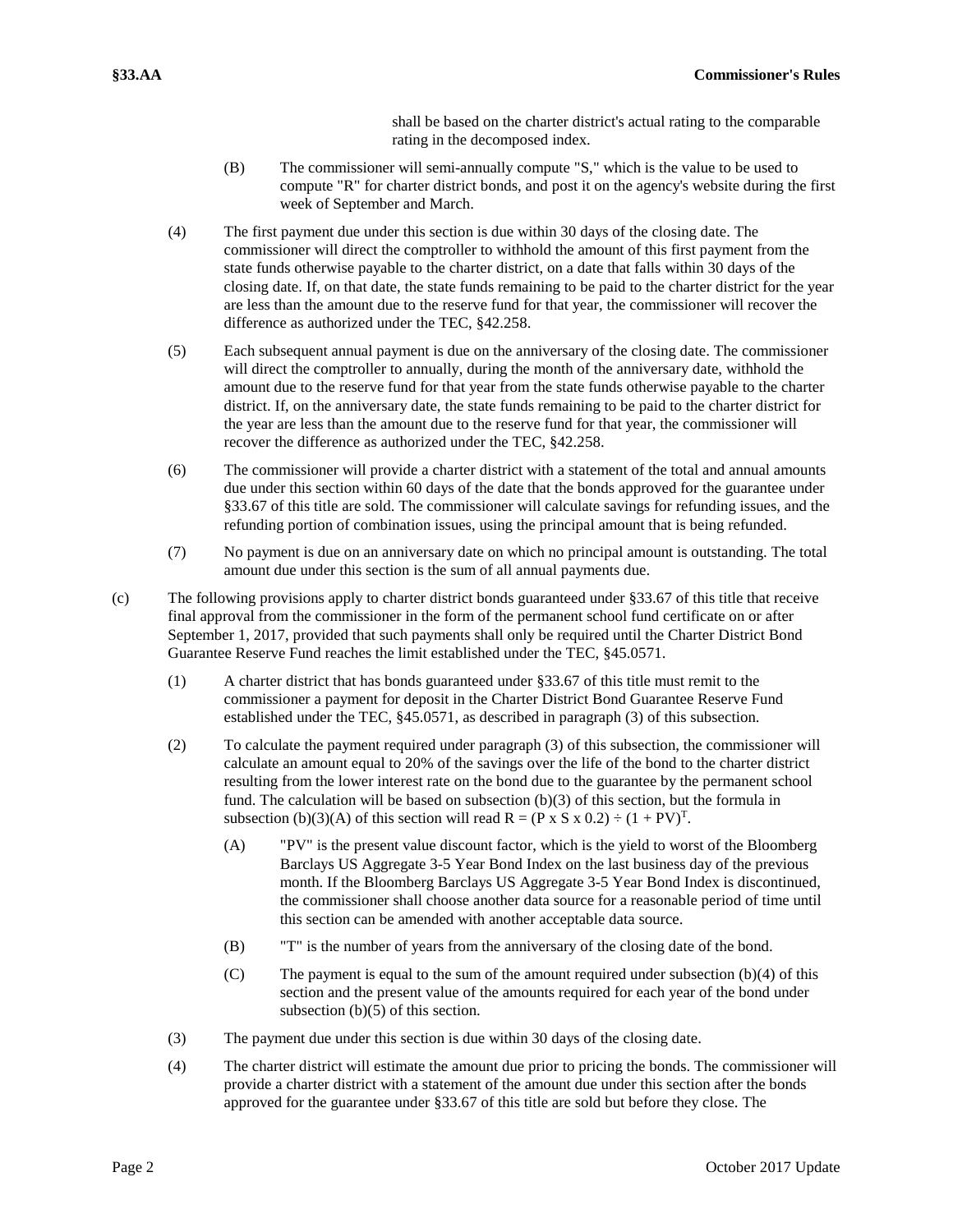shall be based on the charter district's actual rating to the comparable rating in the decomposed index.

(B) The commissioner will semi-annually compute "S," which is the value to be used to compute "R" for charter district bonds, and post it on the agency's website during the first week of September and March.

(4) The first payment due under this section is due within 30 days of the closing date. The commissioner will direct the comptroller to withhold the amount of this first payment from the state funds otherwise payable to the charter district, on a date that falls within 30 days of the closing date. If, on that date, the state funds remaining to be paid to the charter district for the year are less than the amount due to the reserve fund for that year, the commissioner will recover the difference as authorized under the TEC, §42.258.

(5) Each subsequent annual payment is due on the anniversary of the closing date. The commissioner will direct the comptroller to annually, during the month of the anniversary date, withhold the amount due to the reserve fund for that year from the state funds otherwise payable to the charter district. If, on the anniversary date, the state funds remaining to be paid to the charter district for the year are less than the amount due to the reserve fund for that year, the commissioner will recover the difference as authorized under the TEC, §42.258.

(6) The commissioner will provide a charter district with a statement of the total and annual amounts due under this section within 60 days of the date that the bonds approved for the guarantee under §33.67 of this title are sold. The commissioner will calculate savings for refunding issues, and the refunding portion of combination issues, using the principal amount that is being refunded.

(7) No payment is due on an anniversary date on which no principal amount is outstanding. The total amount due under this section is the sum of all annual payments due.

(c) The following provisions apply to charter district bonds guaranteed under §33.67 of this title that receive final approval from the commissioner in the form of the permanent school fund certificate on or after September 1, 2017, provided that such payments shall only be required until the Charter District Bond Guarantee Reserve Fund reaches the limit established under the TEC, §45.0571.

(1) A charter district that has bonds guaranteed under §33.67 of this title must remit to the commissioner a payment for deposit in the Charter District Bond Guarantee Reserve Fund established under the TEC, §45.0571, as described in paragraph (3) of this subsection.

(2) To calculate the payment required under paragraph (3) of this subsection, the commissioner will calculate an amount equal to 20% of the savings over the life of the bond to the charter district resulting from the lower interest rate on the bond due to the guarantee by the permanent school fund. The calculation will be based on subsection (b)(3) of this section, but the formula in subsection (b)(3)(A) of this section will read $R = (P \times S \times 0.2) \div (1 + PV)^T$.

(A) "PV" is the present value discount factor, which is the yield to worst of the Bloomberg Barclays US Aggregate 3-5 Year Bond Index on the last business day of the previous month. If the Bloomberg Barclays US Aggregate 3-5 Year Bond Index is discontinued, the commissioner shall choose another data source for a reasonable period of time until this section can be amended with another acceptable data source.

(B) "T" is the number of years from the anniversary of the closing date of the bond.

(C) The payment is equal to the sum of the amount required under subsection (b)(4) of this section and the present value of the amounts required for each year of the bond under subsection (b)(5) of this section.

(3) The payment due under this section is due within 30 days of the closing date.

(4) The charter district will estimate the amount due prior to pricing the bonds. The commissioner will provide a charter district with a statement of the amount due under this section after the bonds approved for the guarantee under §33.67 of this title are sold but before they close. The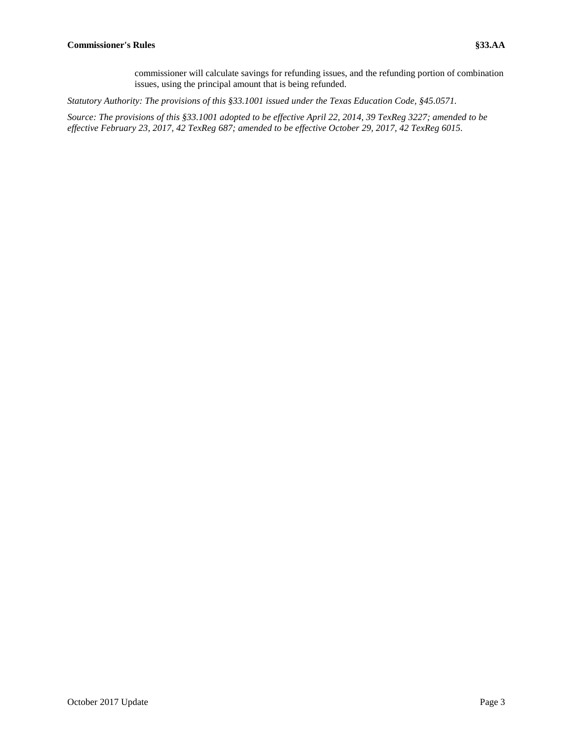commissioner will calculate savings for refunding issues, and the refunding portion of combination issues, using the principal amount that is being refunded.

*Statutory Authority: The provisions of this §33.1001 issued under the Texas Education Code, §45.0571.*

*Source: The provisions of this §33.1001 adopted to be effective April 22, 2014, 39 TexReg 3227; amended to be effective February 23, 2017, 42 TexReg 687; amended to be effective October 29, 2017, 42 TexReg 6015.*